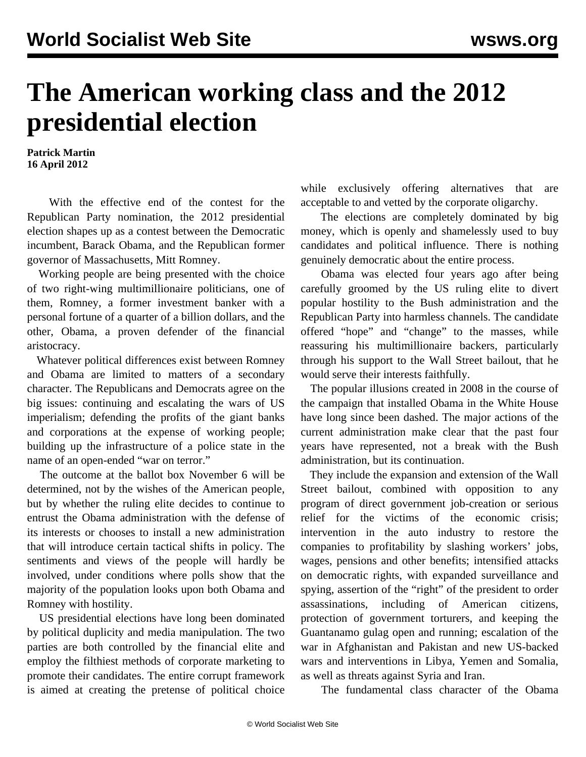# The American working class and the 2012 presidential election

**Patrick Martin**
**16 April 2012**

With the effective end of the contest for the Republican Party nomination, the 2012 presidential election shapes up as a contest between the Democratic incumbent, Barack Obama, and the Republican former governor of Massachusetts, Mitt Romney.

Working people are being presented with the choice of two right-wing multimillionaire politicians, one of them, Romney, a former investment banker with a personal fortune of a quarter of a billion dollars, and the other, Obama, a proven defender of the financial aristocracy.

Whatever political differences exist between Romney and Obama are limited to matters of a secondary character. The Republicans and Democrats agree on the big issues: continuing and escalating the wars of US imperialism; defending the profits of the giant banks and corporations at the expense of working people; building up the infrastructure of a police state in the name of an open-ended "war on terror."

The outcome at the ballot box November 6 will be determined, not by the wishes of the American people, but by whether the ruling elite decides to continue to entrust the Obama administration with the defense of its interests or chooses to install a new administration that will introduce certain tactical shifts in policy. The sentiments and views of the people will hardly be involved, under conditions where polls show that the majority of the population looks upon both Obama and Romney with hostility.

US presidential elections have long been dominated by political duplicity and media manipulation. The two parties are both controlled by the financial elite and employ the filthiest methods of corporate marketing to promote their candidates. The entire corrupt framework is aimed at creating the pretense of political choice while exclusively offering alternatives that are acceptable to and vetted by the corporate oligarchy.

The elections are completely dominated by big money, which is openly and shamelessly used to buy candidates and political influence. There is nothing genuinely democratic about the entire process.

Obama was elected four years ago after being carefully groomed by the US ruling elite to divert popular hostility to the Bush administration and the Republican Party into harmless channels. The candidate offered "hope" and "change" to the masses, while reassuring his multimillionaire backers, particularly through his support to the Wall Street bailout, that he would serve their interests faithfully.

The popular illusions created in 2008 in the course of the campaign that installed Obama in the White House have long since been dashed. The major actions of the current administration make clear that the past four years have represented, not a break with the Bush administration, but its continuation.

They include the expansion and extension of the Wall Street bailout, combined with opposition to any program of direct government job-creation or serious relief for the victims of the economic crisis; intervention in the auto industry to restore the companies to profitability by slashing workers' jobs, wages, pensions and other benefits; intensified attacks on democratic rights, with expanded surveillance and spying, assertion of the "right" of the president to order assassinations, including of American citizens, protection of government torturers, and keeping the Guantanamo gulag open and running; escalation of the war in Afghanistan and Pakistan and new US-backed wars and interventions in Libya, Yemen and Somalia, as well as threats against Syria and Iran.

The fundamental class character of the Obama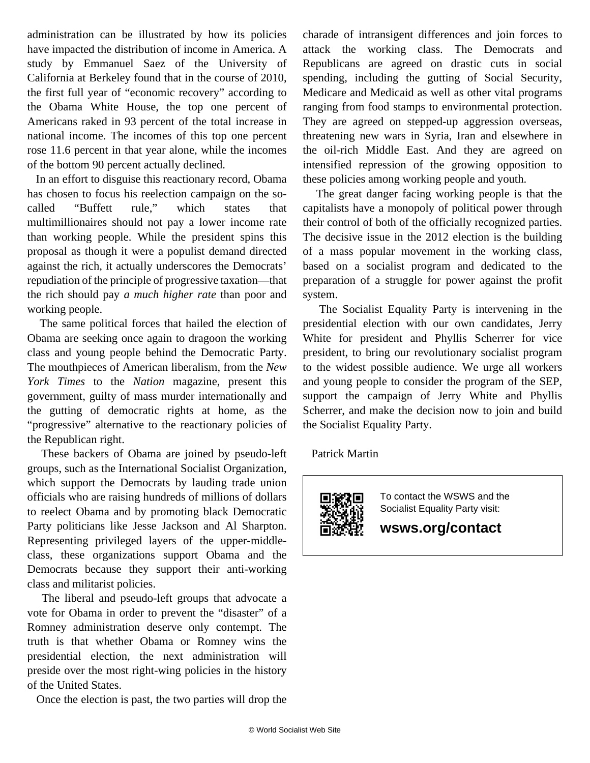administration can be illustrated by how its policies have impacted the distribution of income in America. A study by Emmanuel Saez of the University of California at Berkeley found that in the course of 2010, the first full year of "economic recovery" according to the Obama White House, the top one percent of Americans raked in 93 percent of the total increase in national income. The incomes of this top one percent rose 11.6 percent in that year alone, while the incomes of the bottom 90 percent actually declined.

In an effort to disguise this reactionary record, Obama has chosen to focus his reelection campaign on the so-called "Buffett rule," which states that multimillionaires should not pay a lower income rate than working people. While the president spins this proposal as though it were a populist demand directed against the rich, it actually underscores the Democrats' repudiation of the principle of progressive taxation—that the rich should pay *a much higher rate* than poor and working people.

The same political forces that hailed the election of Obama are seeking once again to dragoon the working class and young people behind the Democratic Party. The mouthpieces of American liberalism, from the *New York Times* to the *Nation* magazine, present this government, guilty of mass murder internationally and the gutting of democratic rights at home, as the "progressive" alternative to the reactionary policies of the Republican right.

These backers of Obama are joined by pseudo-left groups, such as the International Socialist Organization, which support the Democrats by lauding trade union officials who are raising hundreds of millions of dollars to reelect Obama and by promoting black Democratic Party politicians like Jesse Jackson and Al Sharpton. Representing privileged layers of the upper-middle-class, these organizations support Obama and the Democrats because they support their anti-working class and militarist policies.

The liberal and pseudo-left groups that advocate a vote for Obama in order to prevent the "disaster" of a Romney administration deserve only contempt. The truth is that whether Obama or Romney wins the presidential election, the next administration will preside over the most right-wing policies in the history of the United States.

Once the election is past, the two parties will drop the charade of intransigent differences and join forces to attack the working class. The Democrats and Republicans are agreed on drastic cuts in social spending, including the gutting of Social Security, Medicare and Medicaid as well as other vital programs ranging from food stamps to environmental protection. They are agreed on stepped-up aggression overseas, threatening new wars in Syria, Iran and elsewhere in the oil-rich Middle East. And they are agreed on intensified repression of the growing opposition to these policies among working people and youth.

The great danger facing working people is that the capitalists have a monopoly of political power through their control of both of the officially recognized parties. The decisive issue in the 2012 election is the building of a mass popular movement in the working class, based on a socialist program and dedicated to the preparation of a struggle for power against the profit system.

The Socialist Equality Party is intervening in the presidential election with our own candidates, Jerry White for president and Phyllis Scherrer for vice president, to bring our revolutionary socialist program to the widest possible audience. We urge all workers and young people to consider the program of the SEP, support the campaign of Jerry White and Phyllis Scherrer, and make the decision now to join and build the Socialist Equality Party.

Patrick Martin

To contact the WSWS and the Socialist Equality Party visit:

**wsws.org/contact**